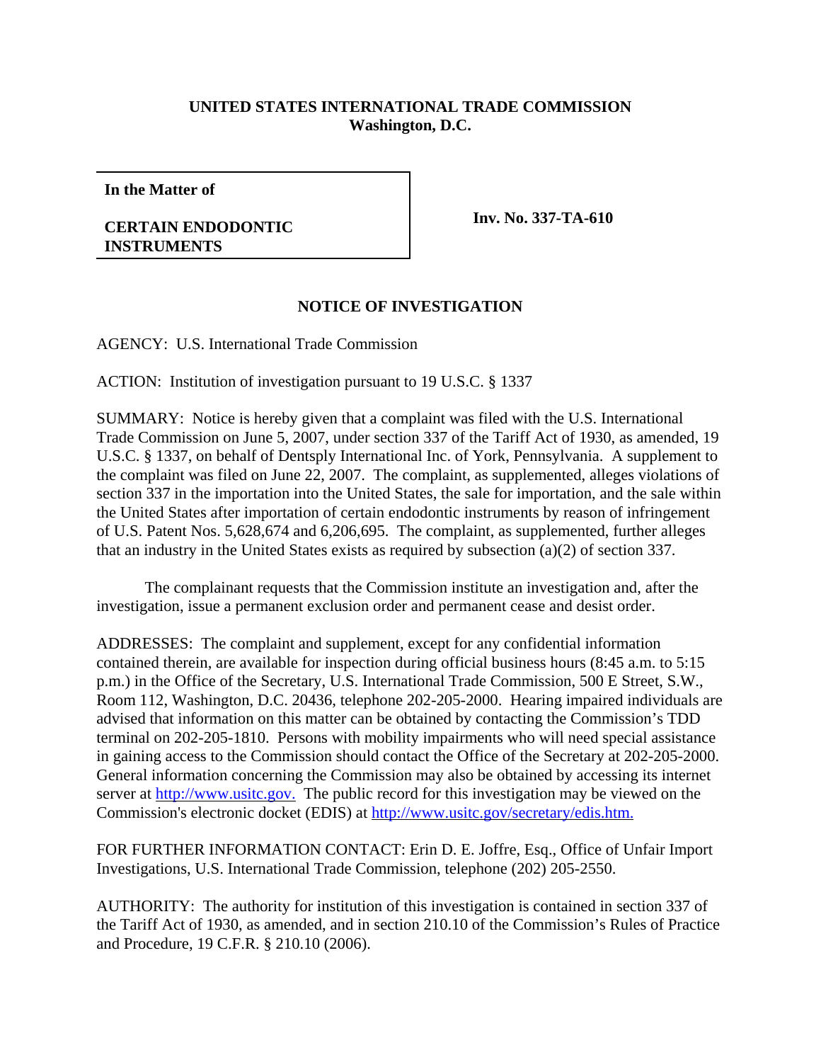**UNITED STATES INTERNATIONAL TRADE COMMISSION**
**Washington, D.C.**

| | |
|---|---|
| **In the Matter of**<br><br>**CERTAIN ENDODONTIC INSTRUMENTS** | **Inv. No. 337-TA-610** |

**NOTICE OF INVESTIGATION**

AGENCY: U.S. International Trade Commission

ACTION: Institution of investigation pursuant to 19 U.S.C. § 1337

SUMMARY: Notice is hereby given that a complaint was filed with the U.S. International Trade Commission on June 5, 2007, under section 337 of the Tariff Act of 1930, as amended, 19 U.S.C. § 1337, on behalf of Dentsply International Inc. of York, Pennsylvania. A supplement to the complaint was filed on June 22, 2007. The complaint, as supplemented, alleges violations of section 337 in the importation into the United States, the sale for importation, and the sale within the United States after importation of certain endodontic instruments by reason of infringement of U.S. Patent Nos. 5,628,674 and 6,206,695. The complaint, as supplemented, further alleges that an industry in the United States exists as required by subsection (a)(2) of section 337.

The complainant requests that the Commission institute an investigation and, after the investigation, issue a permanent exclusion order and permanent cease and desist order.

ADDRESSES: The complaint and supplement, except for any confidential information contained therein, are available for inspection during official business hours (8:45 a.m. to 5:15 p.m.) in the Office of the Secretary, U.S. International Trade Commission, 500 E Street, S.W., Room 112, Washington, D.C. 20436, telephone 202-205-2000. Hearing impaired individuals are advised that information on this matter can be obtained by contacting the Commission's TDD terminal on 202-205-1810. Persons with mobility impairments who will need special assistance in gaining access to the Commission should contact the Office of the Secretary at 202-205-2000. General information concerning the Commission may also be obtained by accessing its internet server at http://www.usitc.gov. The public record for this investigation may be viewed on the Commission's electronic docket (EDIS) at http://www.usitc.gov/secretary/edis.htm.

FOR FURTHER INFORMATION CONTACT: Erin D. E. Joffre, Esq., Office of Unfair Import Investigations, U.S. International Trade Commission, telephone (202) 205-2550.

AUTHORITY: The authority for institution of this investigation is contained in section 337 of the Tariff Act of 1930, as amended, and in section 210.10 of the Commission's Rules of Practice and Procedure, 19 C.F.R. § 210.10 (2006).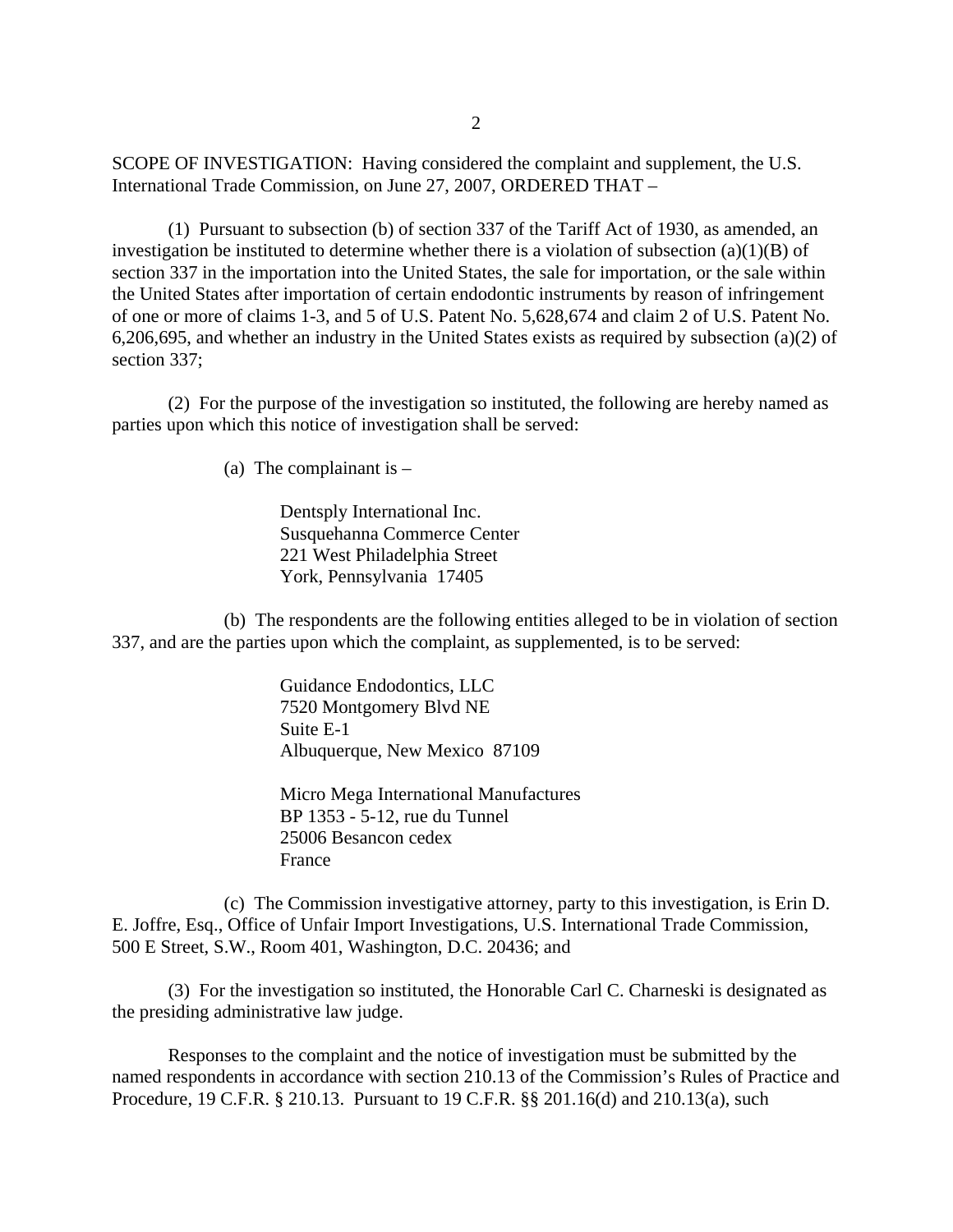SCOPE OF INVESTIGATION: Having considered the complaint and supplement, the U.S. International Trade Commission, on June 27, 2007, ORDERED THAT –

(1) Pursuant to subsection (b) of section 337 of the Tariff Act of 1930, as amended, an investigation be instituted to determine whether there is a violation of subsection (a)(1)(B) of section 337 in the importation into the United States, the sale for importation, or the sale within the United States after importation of certain endodontic instruments by reason of infringement of one or more of claims 1-3, and 5 of U.S. Patent No. 5,628,674 and claim 2 of U.S. Patent No. 6,206,695, and whether an industry in the United States exists as required by subsection (a)(2) of section 337;

(2) For the purpose of the investigation so instituted, the following are hereby named as parties upon which this notice of investigation shall be served:

(a) The complainant is –

Dentsply International Inc.
Susquehanna Commerce Center
221 West Philadelphia Street
York, Pennsylvania 17405

(b) The respondents are the following entities alleged to be in violation of section 337, and are the parties upon which the complaint, as supplemented, is to be served:

Guidance Endodontics, LLC
7520 Montgomery Blvd NE
Suite E-1
Albuquerque, New Mexico 87109

Micro Mega International Manufactures
BP 1353 - 5-12, rue du Tunnel
25006 Besancon cedex
France

(c) The Commission investigative attorney, party to this investigation, is Erin D. E. Joffre, Esq., Office of Unfair Import Investigations, U.S. International Trade Commission, 500 E Street, S.W., Room 401, Washington, D.C. 20436; and

(3) For the investigation so instituted, the Honorable Carl C. Charneski is designated as the presiding administrative law judge.

Responses to the complaint and the notice of investigation must be submitted by the named respondents in accordance with section 210.13 of the Commission's Rules of Practice and Procedure, 19 C.F.R. § 210.13. Pursuant to 19 C.F.R. §§ 201.16(d) and 210.13(a), such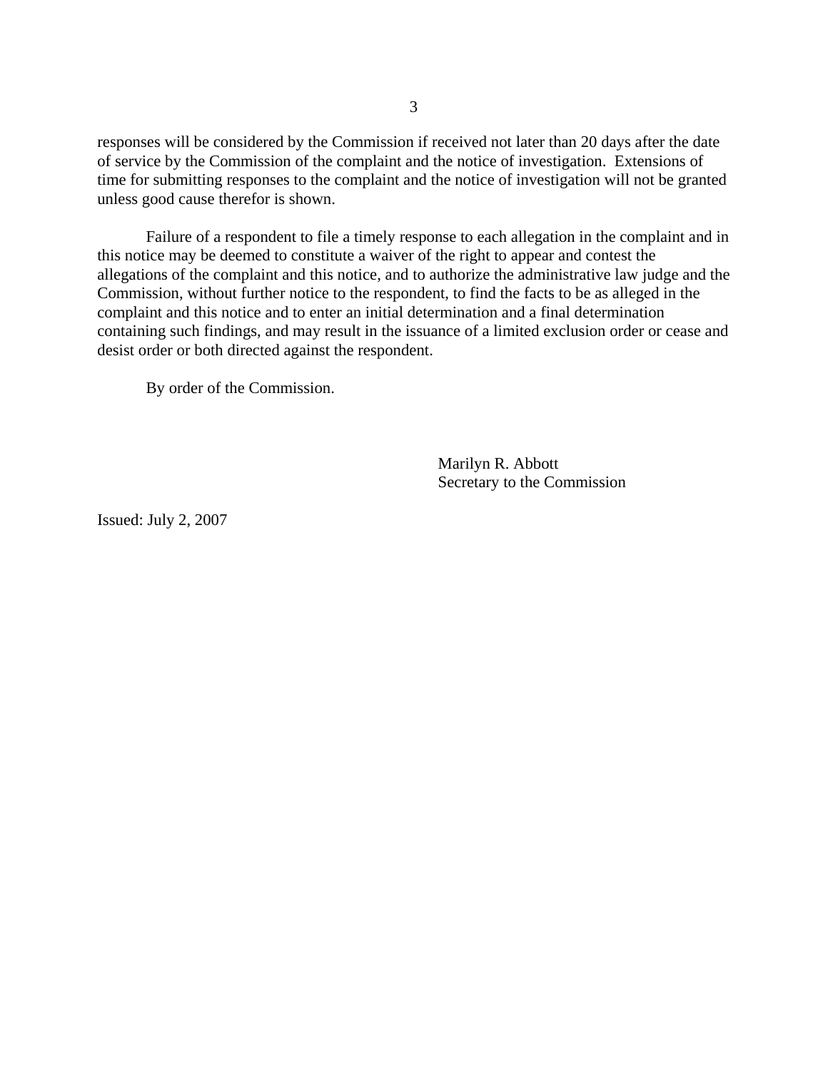responses will be considered by the Commission if received not later than 20 days after the date of service by the Commission of the complaint and the notice of investigation. Extensions of time for submitting responses to the complaint and the notice of investigation will not be granted unless good cause therefor is shown.

Failure of a respondent to file a timely response to each allegation in the complaint and in this notice may be deemed to constitute a waiver of the right to appear and contest the allegations of the complaint and this notice, and to authorize the administrative law judge and the Commission, without further notice to the respondent, to find the facts to be as alleged in the complaint and this notice and to enter an initial determination and a final determination containing such findings, and may result in the issuance of a limited exclusion order or cease and desist order or both directed against the respondent.

By order of the Commission.

Marilyn R. Abbott
Secretary to the Commission

Issued: July 2, 2007